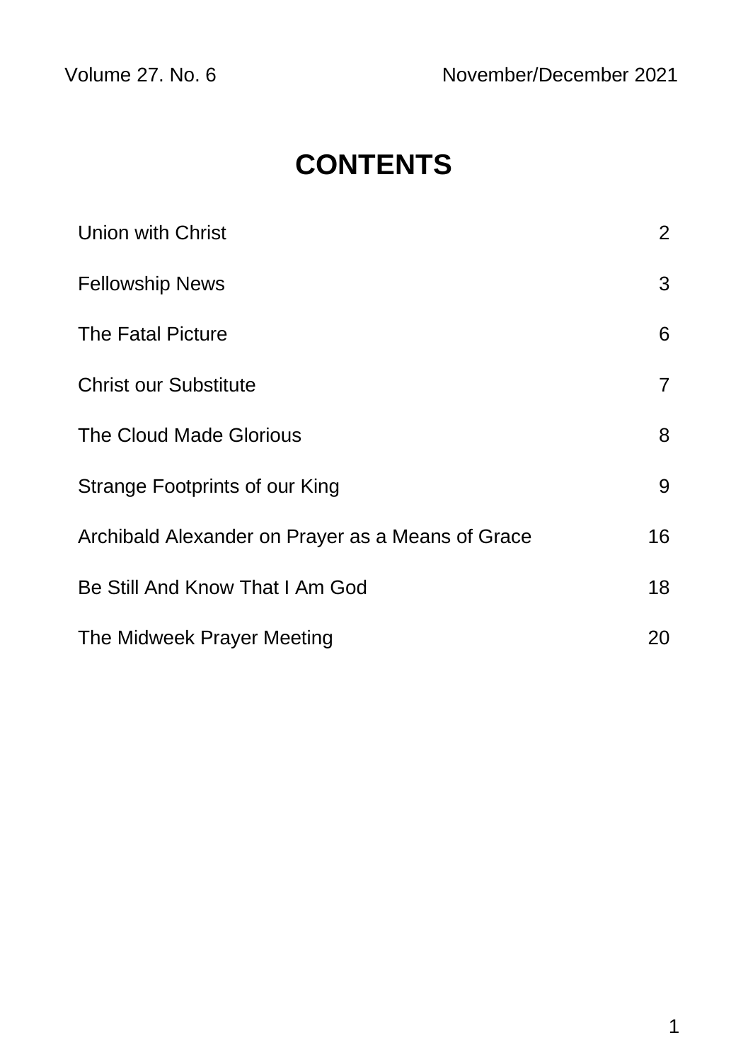Volume 27. No. 6 November/December 2021

# CONTENTS

| | |
|---|---|
| Union with Christ | 2 |
| Fellowship News | 3 |
| The Fatal Picture | 6 |
| Christ our Substitute | 7 |
| The Cloud Made Glorious | 8 |
| Strange Footprints of our King | 9 |
| Archibald Alexander on Prayer as a Means of Grace | 16 |
| Be Still And Know That I Am God | 18 |
| The Midweek Prayer Meeting | 20 |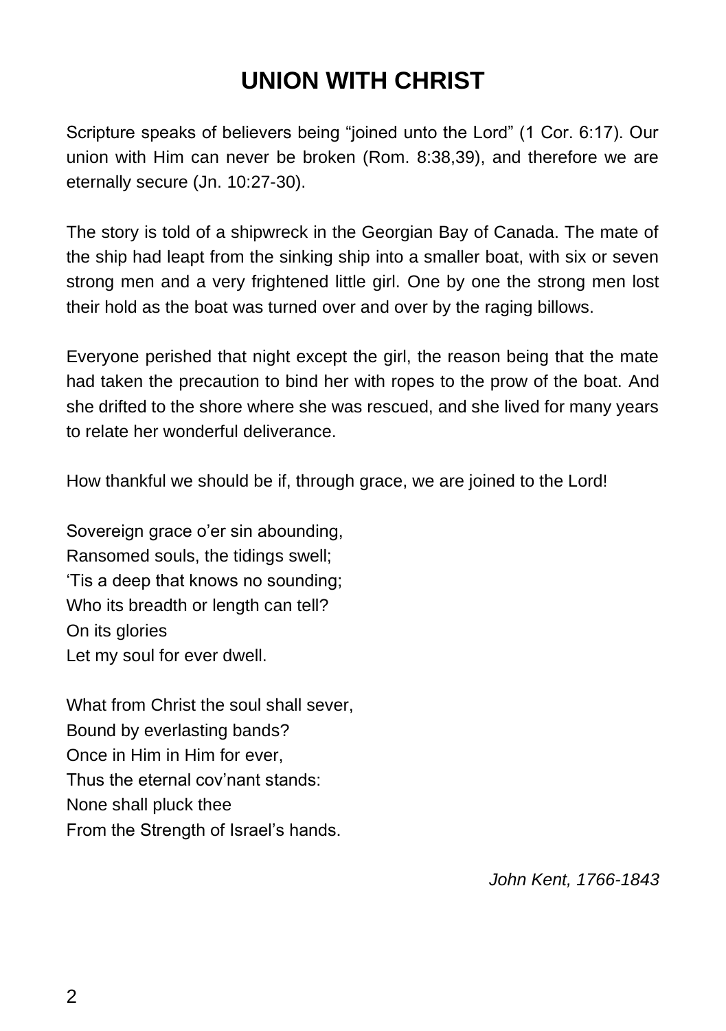# UNION WITH CHRIST

Scripture speaks of believers being "joined unto the Lord" (1 Cor. 6:17). Our union with Him can never be broken (Rom. 8:38,39), and therefore we are eternally secure (Jn. 10:27-30).

The story is told of a shipwreck in the Georgian Bay of Canada. The mate of the ship had leapt from the sinking ship into a smaller boat, with six or seven strong men and a very frightened little girl. One by one the strong men lost their hold as the boat was turned over and over by the raging billows.

Everyone perished that night except the girl, the reason being that the mate had taken the precaution to bind her with ropes to the prow of the boat. And she drifted to the shore where she was rescued, and she lived for many years to relate her wonderful deliverance.

How thankful we should be if, through grace, we are joined to the Lord!

Sovereign grace o'er sin abounding,
Ransomed souls, the tidings swell;
'Tis a deep that knows no sounding;
Who its breadth or length can tell?
On its glories
Let my soul for ever dwell.

What from Christ the soul shall sever,
Bound by everlasting bands?
Once in Him in Him for ever,
Thus the eternal cov'nant stands:
None shall pluck thee
From the Strength of Israel's hands.

*John Kent, 1766-1843*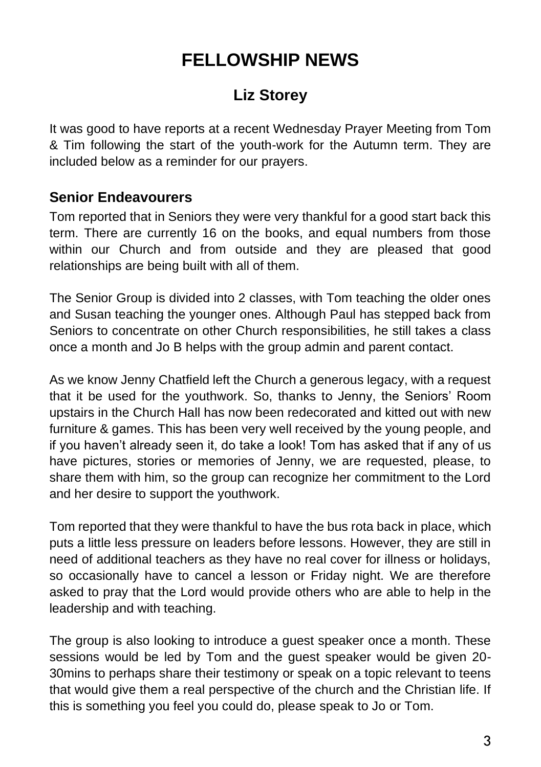# FELLOWSHIP NEWS

## Liz Storey

It was good to have reports at a recent Wednesday Prayer Meeting from Tom & Tim following the start of the youth-work for the Autumn term. They are included below as a reminder for our prayers.

### Senior Endeavourers

Tom reported that in Seniors they were very thankful for a good start back this term. There are currently 16 on the books, and equal numbers from those within our Church and from outside and they are pleased that good relationships are being built with all of them.

The Senior Group is divided into 2 classes, with Tom teaching the older ones and Susan teaching the younger ones. Although Paul has stepped back from Seniors to concentrate on other Church responsibilities, he still takes a class once a month and Jo B helps with the group admin and parent contact.

As we know Jenny Chatfield left the Church a generous legacy, with a request that it be used for the youthwork. So, thanks to Jenny, the Seniors' Room upstairs in the Church Hall has now been redecorated and kitted out with new furniture & games. This has been very well received by the young people, and if you haven't already seen it, do take a look! Tom has asked that if any of us have pictures, stories or memories of Jenny, we are requested, please, to share them with him, so the group can recognize her commitment to the Lord and her desire to support the youthwork.

Tom reported that they were thankful to have the bus rota back in place, which puts a little less pressure on leaders before lessons. However, they are still in need of additional teachers as they have no real cover for illness or holidays, so occasionally have to cancel a lesson or Friday night. We are therefore asked to pray that the Lord would provide others who are able to help in the leadership and with teaching.

The group is also looking to introduce a guest speaker once a month. These sessions would be led by Tom and the guest speaker would be given 20-30mins to perhaps share their testimony or speak on a topic relevant to teens that would give them a real perspective of the church and the Christian life. If this is something you feel you could do, please speak to Jo or Tom.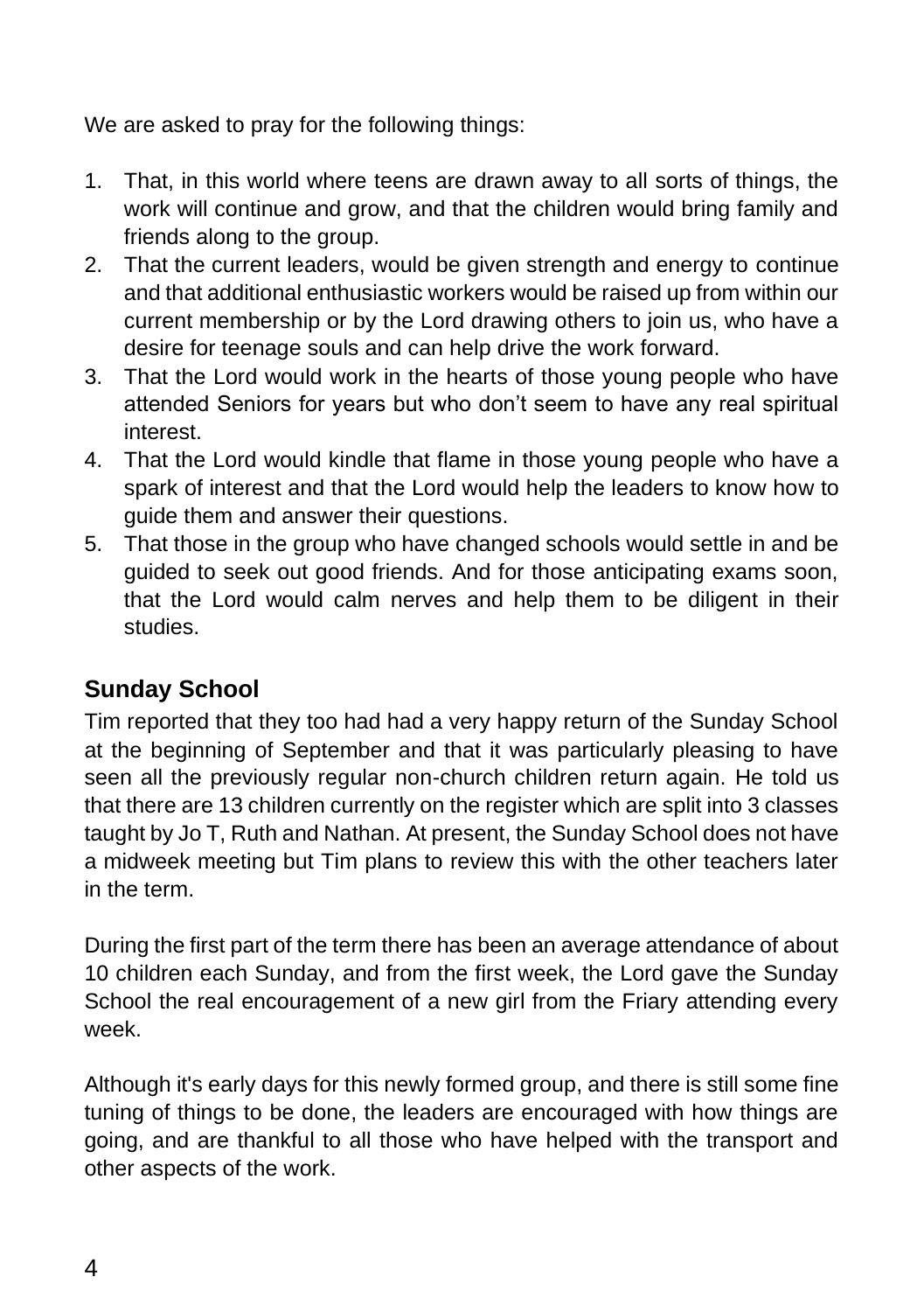We are asked to pray for the following things:

1. That, in this world where teens are drawn away to all sorts of things, the work will continue and grow, and that the children would bring family and friends along to the group.
2. That the current leaders, would be given strength and energy to continue and that additional enthusiastic workers would be raised up from within our current membership or by the Lord drawing others to join us, who have a desire for teenage souls and can help drive the work forward.
3. That the Lord would work in the hearts of those young people who have attended Seniors for years but who don't seem to have any real spiritual interest.
4. That the Lord would kindle that flame in those young people who have a spark of interest and that the Lord would help the leaders to know how to guide them and answer their questions.
5. That those in the group who have changed schools would settle in and be guided to seek out good friends. And for those anticipating exams soon, that the Lord would calm nerves and help them to be diligent in their studies.

## Sunday School

Tim reported that they too had had a very happy return of the Sunday School at the beginning of September and that it was particularly pleasing to have seen all the previously regular non-church children return again. He told us that there are 13 children currently on the register which are split into 3 classes taught by Jo T, Ruth and Nathan. At present, the Sunday School does not have a midweek meeting but Tim plans to review this with the other teachers later in the term.

During the first part of the term there has been an average attendance of about 10 children each Sunday, and from the first week, the Lord gave the Sunday School the real encouragement of a new girl from the Friary attending every week.

Although it's early days for this newly formed group, and there is still some fine tuning of things to be done, the leaders are encouraged with how things are going, and are thankful to all those who have helped with the transport and other aspects of the work.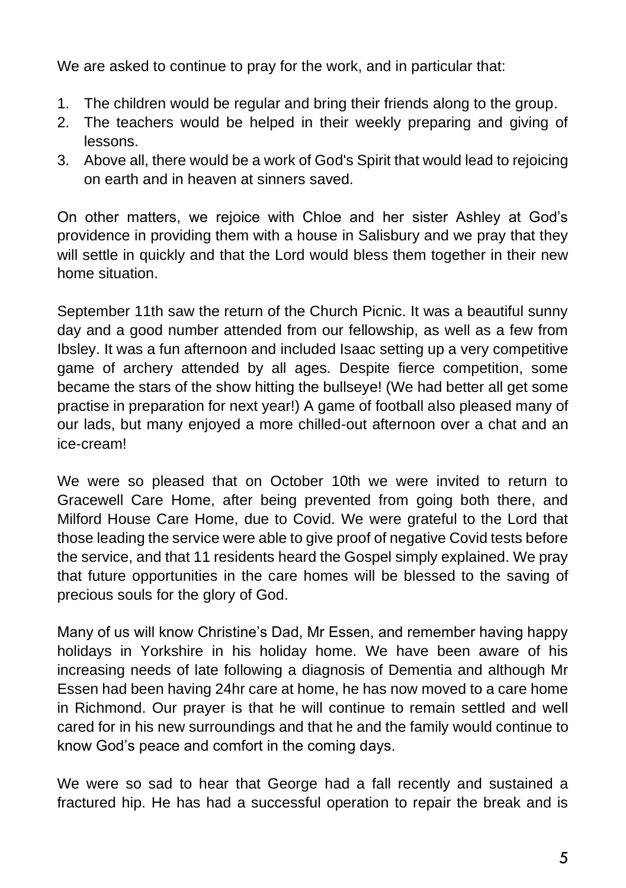We are asked to continue to pray for the work, and in particular that:

1. The children would be regular and bring their friends along to the group.
2. The teachers would be helped in their weekly preparing and giving of lessons.
3. Above all, there would be a work of God's Spirit that would lead to rejoicing on earth and in heaven at sinners saved.

On other matters, we rejoice with Chloe and her sister Ashley at God's providence in providing them with a house in Salisbury and we pray that they will settle in quickly and that the Lord would bless them together in their new home situation.

September 11th saw the return of the Church Picnic. It was a beautiful sunny day and a good number attended from our fellowship, as well as a few from Ibsley. It was a fun afternoon and included Isaac setting up a very competitive game of archery attended by all ages. Despite fierce competition, some became the stars of the show hitting the bullseye! (We had better all get some practise in preparation for next year!) A game of football also pleased many of our lads, but many enjoyed a more chilled-out afternoon over a chat and an ice-cream!

We were so pleased that on October 10th we were invited to return to Gracewell Care Home, after being prevented from going both there, and Milford House Care Home, due to Covid. We were grateful to the Lord that those leading the service were able to give proof of negative Covid tests before the service, and that 11 residents heard the Gospel simply explained. We pray that future opportunities in the care homes will be blessed to the saving of precious souls for the glory of God.

Many of us will know Christine's Dad, Mr Essen, and remember having happy holidays in Yorkshire in his holiday home. We have been aware of his increasing needs of late following a diagnosis of Dementia and although Mr Essen had been having 24hr care at home, he has now moved to a care home in Richmond. Our prayer is that he will continue to remain settled and well cared for in his new surroundings and that he and the family would continue to know God's peace and comfort in the coming days.

We were so sad to hear that George had a fall recently and sustained a fractured hip. He has had a successful operation to repair the break and is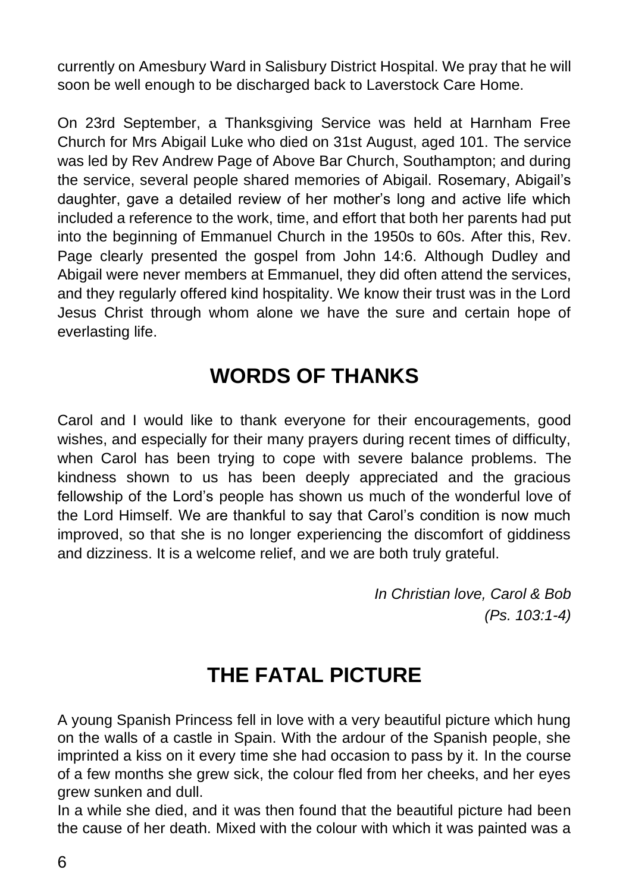currently on Amesbury Ward in Salisbury District Hospital. We pray that he will soon be well enough to be discharged back to Laverstock Care Home.

On 23rd September, a Thanksgiving Service was held at Harnham Free Church for Mrs Abigail Luke who died on 31st August, aged 101. The service was led by Rev Andrew Page of Above Bar Church, Southampton; and during the service, several people shared memories of Abigail. Rosemary, Abigail's daughter, gave a detailed review of her mother's long and active life which included a reference to the work, time, and effort that both her parents had put into the beginning of Emmanuel Church in the 1950s to 60s. After this, Rev. Page clearly presented the gospel from John 14:6. Although Dudley and Abigail were never members at Emmanuel, they did often attend the services, and they regularly offered kind hospitality. We know their trust was in the Lord Jesus Christ through whom alone we have the sure and certain hope of everlasting life.

## WORDS OF THANKS

Carol and I would like to thank everyone for their encouragements, good wishes, and especially for their many prayers during recent times of difficulty, when Carol has been trying to cope with severe balance problems. The kindness shown to us has been deeply appreciated and the gracious fellowship of the Lord's people has shown us much of the wonderful love of the Lord Himself. We are thankful to say that Carol's condition is now much improved, so that she is no longer experiencing the discomfort of giddiness and dizziness. It is a welcome relief, and we are both truly grateful.

*In Christian love, Carol & Bob*
*(Ps. 103:1-4)*

## THE FATAL PICTURE

A young Spanish Princess fell in love with a very beautiful picture which hung on the walls of a castle in Spain. With the ardour of the Spanish people, she imprinted a kiss on it every time she had occasion to pass by it. In the course of a few months she grew sick, the colour fled from her cheeks, and her eyes grew sunken and dull.

In a while she died, and it was then found that the beautiful picture had been the cause of her death. Mixed with the colour with which it was painted was a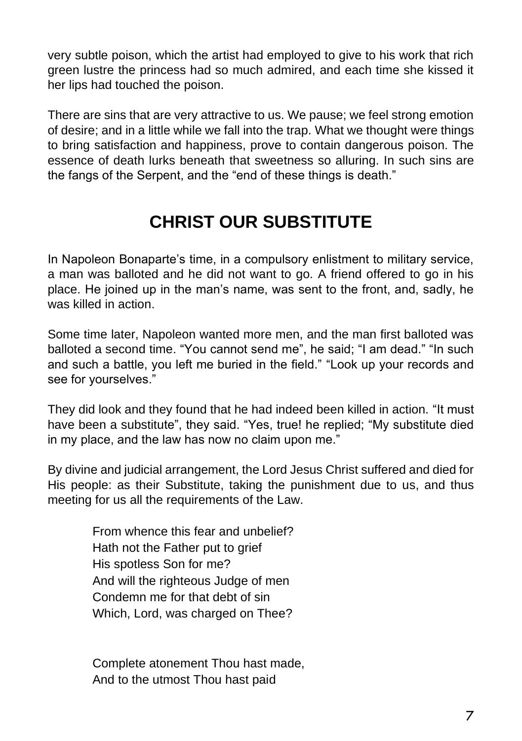very subtle poison, which the artist had employed to give to his work that rich green lustre the princess had so much admired, and each time she kissed it her lips had touched the poison.

There are sins that are very attractive to us. We pause; we feel strong emotion of desire; and in a little while we fall into the trap. What we thought were things to bring satisfaction and happiness, prove to contain dangerous poison. The essence of death lurks beneath that sweetness so alluring. In such sins are the fangs of the Serpent, and the "end of these things is death."

## CHRIST OUR SUBSTITUTE

In Napoleon Bonaparte's time, in a compulsory enlistment to military service, a man was balloted and he did not want to go. A friend offered to go in his place. He joined up in the man's name, was sent to the front, and, sadly, he was killed in action.

Some time later, Napoleon wanted more men, and the man first balloted was balloted a second time. "You cannot send me", he said; "I am dead." "In such and such a battle, you left me buried in the field." "Look up your records and see for yourselves."

They did look and they found that he had indeed been killed in action. "It must have been a substitute", they said. "Yes, true! he replied; "My substitute died in my place, and the law has now no claim upon me."

By divine and judicial arrangement, the Lord Jesus Christ suffered and died for His people: as their Substitute, taking the punishment due to us, and thus meeting for us all the requirements of the Law.

> From whence this fear and unbelief?
> Hath not the Father put to grief
> His spotless Son for me?
> And will the righteous Judge of men
> Condemn me for that debt of sin
> Which, Lord, was charged on Thee?
>
> Complete atonement Thou hast made,
> And to the utmost Thou hast paid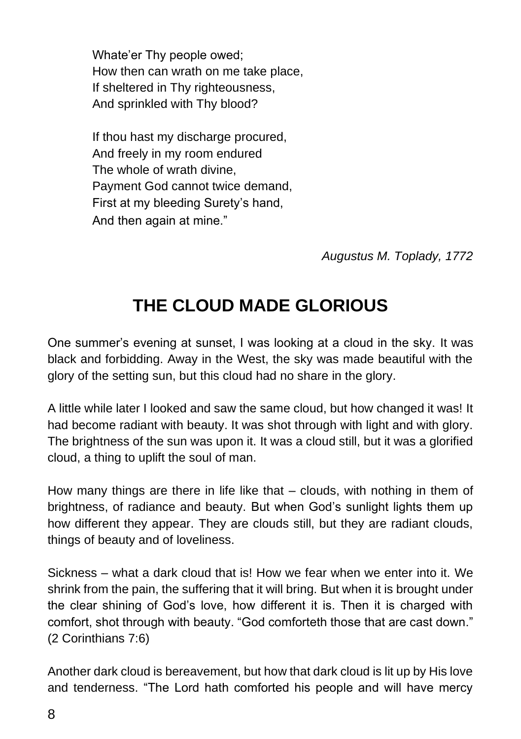Whate'er Thy people owed;  
How then can wrath on me take place,  
If sheltered in Thy righteousness,  
And sprinkled with Thy blood?

If thou hast my discharge procured,  
And freely in my room endured  
The whole of wrath divine,  
Payment God cannot twice demand,  
First at my bleeding Surety's hand,  
And then again at mine."

*Augustus M. Toplady, 1772*

## THE CLOUD MADE GLORIOUS

One summer's evening at sunset, I was looking at a cloud in the sky. It was black and forbidding. Away in the West, the sky was made beautiful with the glory of the setting sun, but this cloud had no share in the glory.

A little while later I looked and saw the same cloud, but how changed it was! It had become radiant with beauty. It was shot through with light and with glory. The brightness of the sun was upon it. It was a cloud still, but it was a glorified cloud, a thing to uplift the soul of man.

How many things are there in life like that – clouds, with nothing in them of brightness, of radiance and beauty. But when God's sunlight lights them up how different they appear. They are clouds still, but they are radiant clouds, things of beauty and of loveliness.

Sickness – what a dark cloud that is! How we fear when we enter into it. We shrink from the pain, the suffering that it will bring. But when it is brought under the clear shining of God's love, how different it is. Then it is charged with comfort, shot through with beauty. "God comforteth those that are cast down." (2 Corinthians 7:6)

Another dark cloud is bereavement, but how that dark cloud is lit up by His love and tenderness. "The Lord hath comforted his people and will have mercy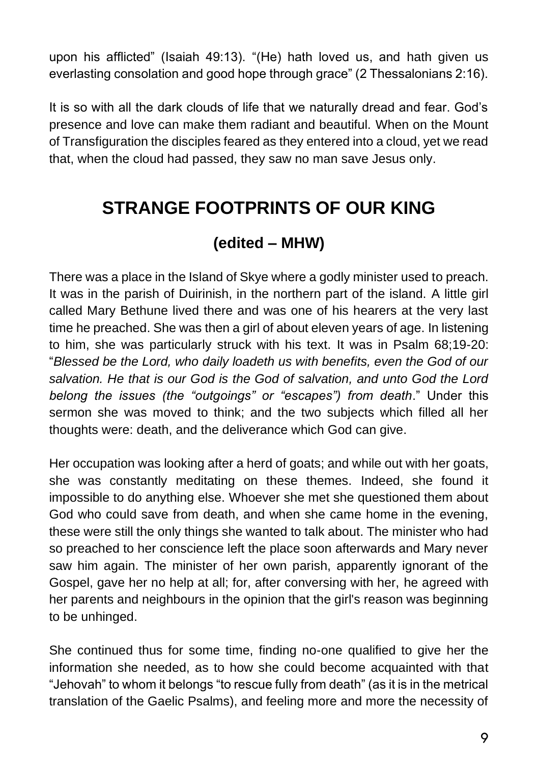upon his afflicted" (Isaiah 49:13). "(He) hath loved us, and hath given us everlasting consolation and good hope through grace" (2 Thessalonians 2:16).

It is so with all the dark clouds of life that we naturally dread and fear. God's presence and love can make them radiant and beautiful. When on the Mount of Transfiguration the disciples feared as they entered into a cloud, yet we read that, when the cloud had passed, they saw no man save Jesus only.

## STRANGE FOOTPRINTS OF OUR KING

### (edited – MHW)

There was a place in the Island of Skye where a godly minister used to preach. It was in the parish of Duirinish, in the northern part of the island. A little girl called Mary Bethune lived there and was one of his hearers at the very last time he preached. She was then a girl of about eleven years of age. In listening to him, she was particularly struck with his text. It was in Psalm 68;19-20: "*Blessed be the Lord, who daily loadeth us with benefits, even the God of our salvation. He that is our God is the God of salvation, and unto God the Lord belong the issues (the "outgoings" or "escapes") from death*." Under this sermon she was moved to think; and the two subjects which filled all her thoughts were: death, and the deliverance which God can give.

Her occupation was looking after a herd of goats; and while out with her goats, she was constantly meditating on these themes. Indeed, she found it impossible to do anything else. Whoever she met she questioned them about God who could save from death, and when she came home in the evening, these were still the only things she wanted to talk about. The minister who had so preached to her conscience left the place soon afterwards and Mary never saw him again. The minister of her own parish, apparently ignorant of the Gospel, gave her no help at all; for, after conversing with her, he agreed with her parents and neighbours in the opinion that the girl's reason was beginning to be unhinged.

She continued thus for some time, finding no-one qualified to give her the information she needed, as to how she could become acquainted with that "Jehovah" to whom it belongs "to rescue fully from death" (as it is in the metrical translation of the Gaelic Psalms), and feeling more and more the necessity of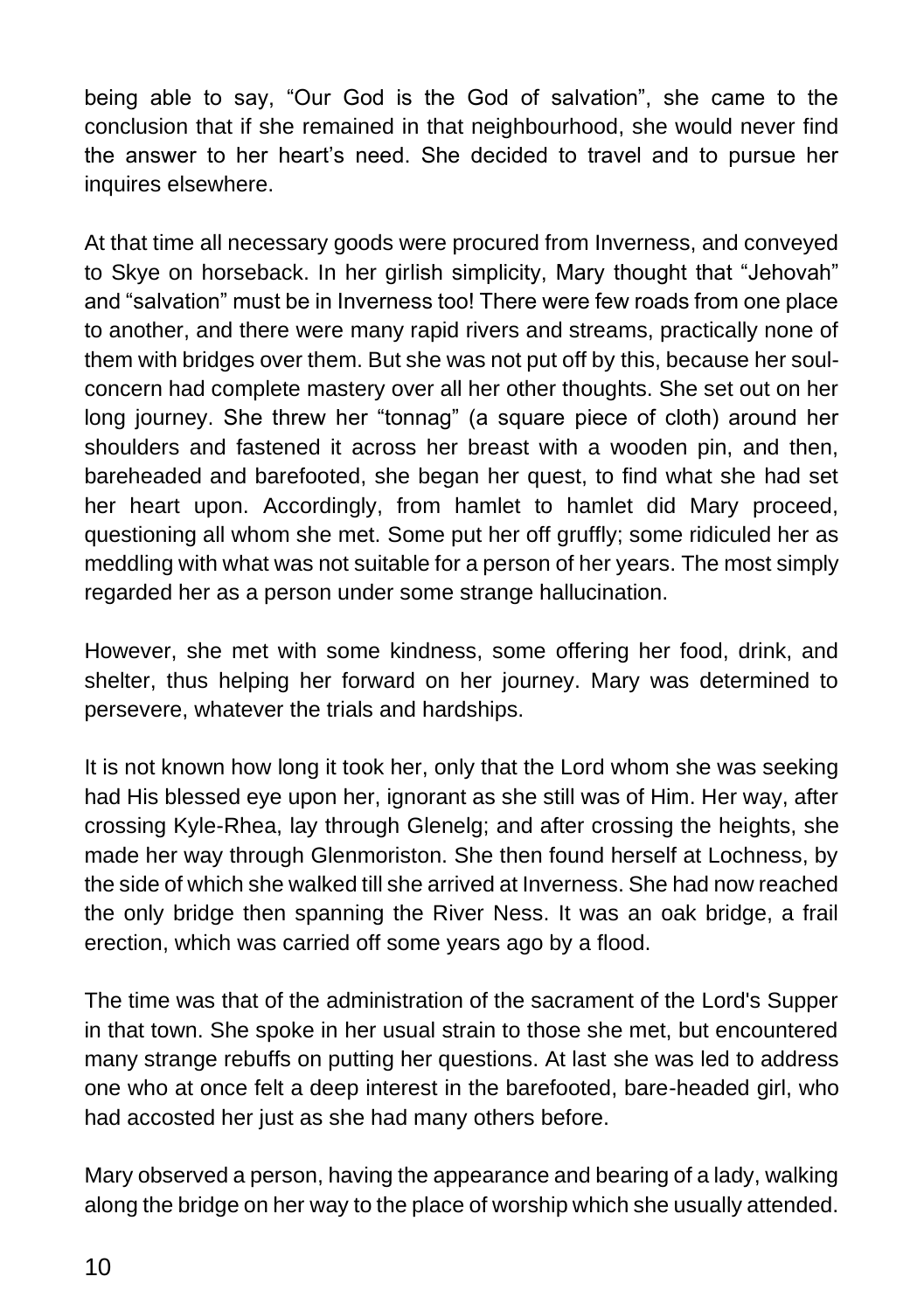being able to say, "Our God is the God of salvation", she came to the conclusion that if she remained in that neighbourhood, she would never find the answer to her heart's need. She decided to travel and to pursue her inquires elsewhere.

At that time all necessary goods were procured from Inverness, and conveyed to Skye on horseback. In her girlish simplicity, Mary thought that "Jehovah" and "salvation" must be in Inverness too! There were few roads from one place to another, and there were many rapid rivers and streams, practically none of them with bridges over them. But she was not put off by this, because her soul-concern had complete mastery over all her other thoughts. She set out on her long journey. She threw her "tonnag" (a square piece of cloth) around her shoulders and fastened it across her breast with a wooden pin, and then, bareheaded and barefooted, she began her quest, to find what she had set her heart upon. Accordingly, from hamlet to hamlet did Mary proceed, questioning all whom she met. Some put her off gruffly; some ridiculed her as meddling with what was not suitable for a person of her years. The most simply regarded her as a person under some strange hallucination.

However, she met with some kindness, some offering her food, drink, and shelter, thus helping her forward on her journey. Mary was determined to persevere, whatever the trials and hardships.

It is not known how long it took her, only that the Lord whom she was seeking had His blessed eye upon her, ignorant as she still was of Him. Her way, after crossing Kyle-Rhea, lay through Glenelg; and after crossing the heights, she made her way through Glenmoriston. She then found herself at Lochness, by the side of which she walked till she arrived at Inverness. She had now reached the only bridge then spanning the River Ness. It was an oak bridge, a frail erection, which was carried off some years ago by a flood.

The time was that of the administration of the sacrament of the Lord's Supper in that town. She spoke in her usual strain to those she met, but encountered many strange rebuffs on putting her questions. At last she was led to address one who at once felt a deep interest in the barefooted, bare-headed girl, who had accosted her just as she had many others before.

Mary observed a person, having the appearance and bearing of a lady, walking along the bridge on her way to the place of worship which she usually attended.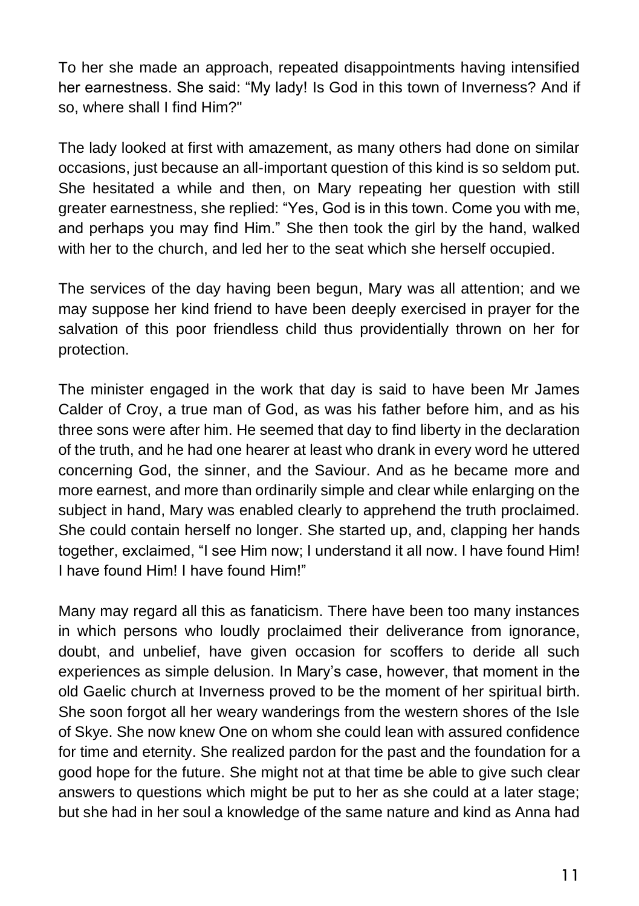To her she made an approach, repeated disappointments having intensified her earnestness. She said: “My lady! Is God in this town of Inverness? And if so, where shall I find Him?"

The lady looked at first with amazement, as many others had done on similar occasions, just because an all-important question of this kind is so seldom put. She hesitated a while and then, on Mary repeating her question with still greater earnestness, she replied: “Yes, God is in this town. Come you with me, and perhaps you may find Him.” She then took the girl by the hand, walked with her to the church, and led her to the seat which she herself occupied.

The services of the day having been begun, Mary was all attention; and we may suppose her kind friend to have been deeply exercised in prayer for the salvation of this poor friendless child thus providentially thrown on her for protection.

The minister engaged in the work that day is said to have been Mr James Calder of Croy, a true man of God, as was his father before him, and as his three sons were after him. He seemed that day to find liberty in the declaration of the truth, and he had one hearer at least who drank in every word he uttered concerning God, the sinner, and the Saviour. And as he became more and more earnest, and more than ordinarily simple and clear while enlarging on the subject in hand, Mary was enabled clearly to apprehend the truth proclaimed. She could contain herself no longer. She started up, and, clapping her hands together, exclaimed, “I see Him now; I understand it all now. I have found Him! I have found Him! I have found Him!”

Many may regard all this as fanaticism. There have been too many instances in which persons who loudly proclaimed their deliverance from ignorance, doubt, and unbelief, have given occasion for scoffers to deride all such experiences as simple delusion. In Mary’s case, however, that moment in the old Gaelic church at Inverness proved to be the moment of her spiritual birth. She soon forgot all her weary wanderings from the western shores of the Isle of Skye. She now knew One on whom she could lean with assured confidence for time and eternity. She realized pardon for the past and the foundation for a good hope for the future. She might not at that time be able to give such clear answers to questions which might be put to her as she could at a later stage; but she had in her soul a knowledge of the same nature and kind as Anna had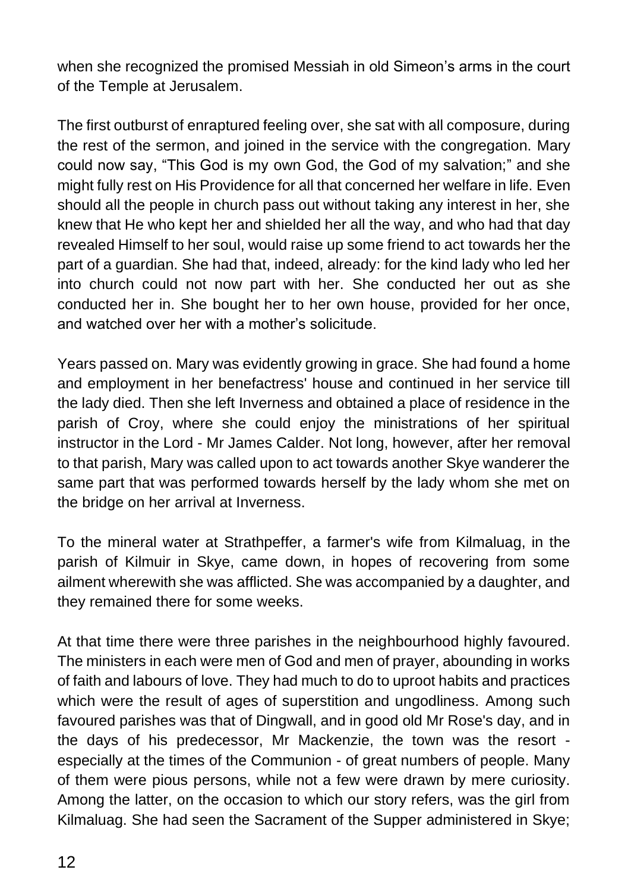when she recognized the promised Messiah in old Simeon's arms in the court of the Temple at Jerusalem.

The first outburst of enraptured feeling over, she sat with all composure, during the rest of the sermon, and joined in the service with the congregation. Mary could now say, "This God is my own God, the God of my salvation;" and she might fully rest on His Providence for all that concerned her welfare in life. Even should all the people in church pass out without taking any interest in her, she knew that He who kept her and shielded her all the way, and who had that day revealed Himself to her soul, would raise up some friend to act towards her the part of a guardian. She had that, indeed, already: for the kind lady who led her into church could not now part with her. She conducted her out as she conducted her in. She bought her to her own house, provided for her once, and watched over her with a mother's solicitude.

Years passed on. Mary was evidently growing in grace. She had found a home and employment in her benefactress' house and continued in her service till the lady died. Then she left Inverness and obtained a place of residence in the parish of Croy, where she could enjoy the ministrations of her spiritual instructor in the Lord - Mr James Calder. Not long, however, after her removal to that parish, Mary was called upon to act towards another Skye wanderer the same part that was performed towards herself by the lady whom she met on the bridge on her arrival at Inverness.

To the mineral water at Strathpeffer, a farmer's wife from Kilmaluag, in the parish of Kilmuir in Skye, came down, in hopes of recovering from some ailment wherewith she was afflicted. She was accompanied by a daughter, and they remained there for some weeks.

At that time there were three parishes in the neighbourhood highly favoured. The ministers in each were men of God and men of prayer, abounding in works of faith and labours of love. They had much to do to uproot habits and practices which were the result of ages of superstition and ungodliness. Among such favoured parishes was that of Dingwall, and in good old Mr Rose's day, and in the days of his predecessor, Mr Mackenzie, the town was the resort - especially at the times of the Communion - of great numbers of people. Many of them were pious persons, while not a few were drawn by mere curiosity. Among the latter, on the occasion to which our story refers, was the girl from Kilmaluag. She had seen the Sacrament of the Supper administered in Skye;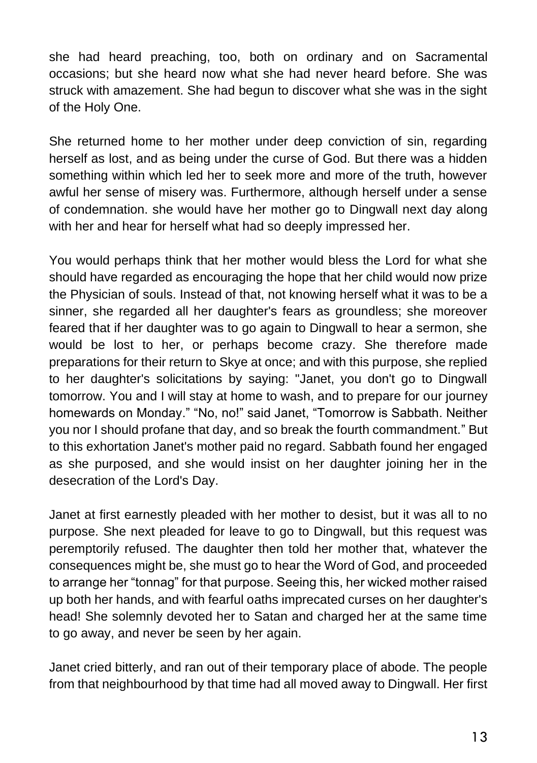she had heard preaching, too, both on ordinary and on Sacramental occasions; but she heard now what she had never heard before. She was struck with amazement. She had begun to discover what she was in the sight of the Holy One.

She returned home to her mother under deep conviction of sin, regarding herself as lost, and as being under the curse of God. But there was a hidden something within which led her to seek more and more of the truth, however awful her sense of misery was. Furthermore, although herself under a sense of condemnation. she would have her mother go to Dingwall next day along with her and hear for herself what had so deeply impressed her.

You would perhaps think that her mother would bless the Lord for what she should have regarded as encouraging the hope that her child would now prize the Physician of souls. Instead of that, not knowing herself what it was to be a sinner, she regarded all her daughter's fears as groundless; she moreover feared that if her daughter was to go again to Dingwall to hear a sermon, she would be lost to her, or perhaps become crazy. She therefore made preparations for their return to Skye at once; and with this purpose, she replied to her daughter's solicitations by saying: "Janet, you don't go to Dingwall tomorrow. You and I will stay at home to wash, and to prepare for our journey homewards on Monday." "No, no!" said Janet, "Tomorrow is Sabbath. Neither you nor I should profane that day, and so break the fourth commandment." But to this exhortation Janet's mother paid no regard. Sabbath found her engaged as she purposed, and she would insist on her daughter joining her in the desecration of the Lord's Day.

Janet at first earnestly pleaded with her mother to desist, but it was all to no purpose. She next pleaded for leave to go to Dingwall, but this request was peremptorily refused. The daughter then told her mother that, whatever the consequences might be, she must go to hear the Word of God, and proceeded to arrange her "tonnag" for that purpose. Seeing this, her wicked mother raised up both her hands, and with fearful oaths imprecated curses on her daughter's head! She solemnly devoted her to Satan and charged her at the same time to go away, and never be seen by her again.

Janet cried bitterly, and ran out of their temporary place of abode. The people from that neighbourhood by that time had all moved away to Dingwall. Her first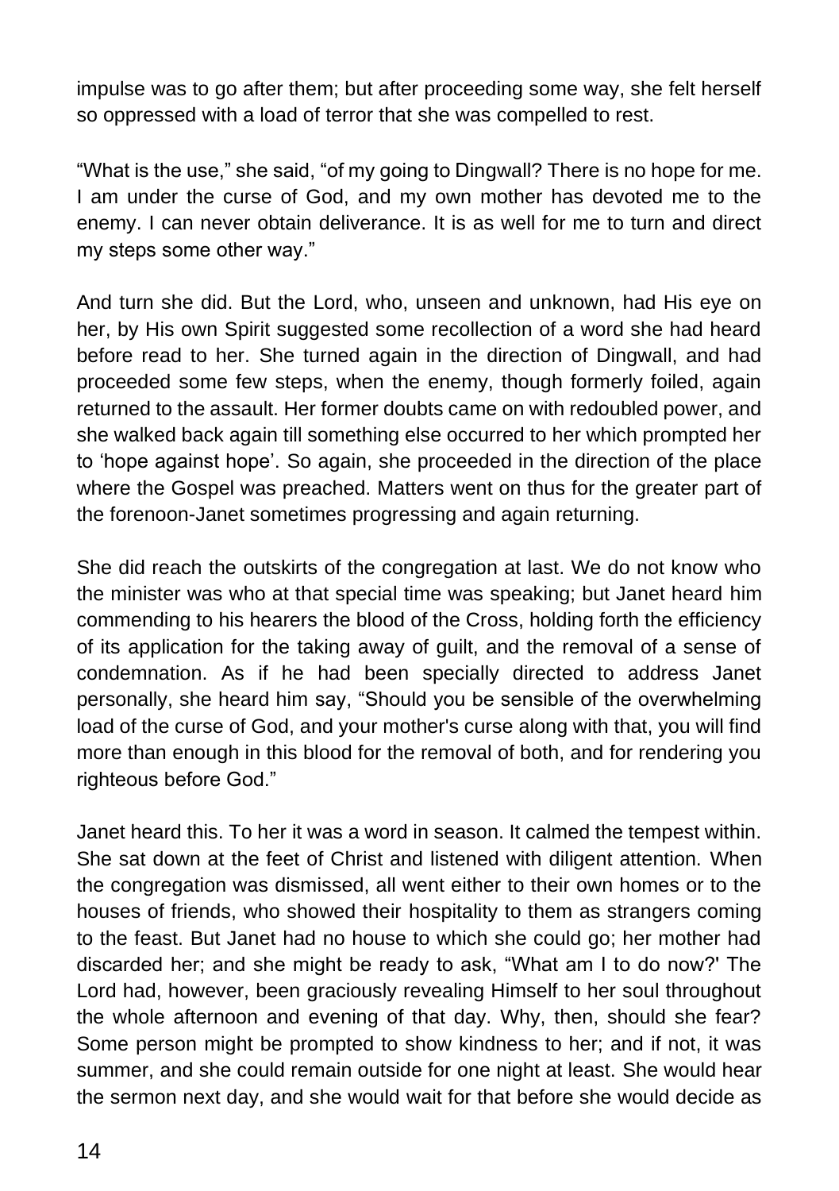impulse was to go after them; but after proceeding some way, she felt herself so oppressed with a load of terror that she was compelled to rest.

“What is the use,” she said, “of my going to Dingwall? There is no hope for me. I am under the curse of God, and my own mother has devoted me to the enemy. I can never obtain deliverance. It is as well for me to turn and direct my steps some other way.”

And turn she did. But the Lord, who, unseen and unknown, had His eye on her, by His own Spirit suggested some recollection of a word she had heard before read to her. She turned again in the direction of Dingwall, and had proceeded some few steps, when the enemy, though formerly foiled, again returned to the assault. Her former doubts came on with redoubled power, and she walked back again till something else occurred to her which prompted her to ‘hope against hope’. So again, she proceeded in the direction of the place where the Gospel was preached. Matters went on thus for the greater part of the forenoon-Janet sometimes progressing and again returning.

She did reach the outskirts of the congregation at last. We do not know who the minister was who at that special time was speaking; but Janet heard him commending to his hearers the blood of the Cross, holding forth the efficiency of its application for the taking away of guilt, and the removal of a sense of condemnation. As if he had been specially directed to address Janet personally, she heard him say, “Should you be sensible of the overwhelming load of the curse of God, and your mother's curse along with that, you will find more than enough in this blood for the removal of both, and for rendering you righteous before God.”

Janet heard this. To her it was a word in season. It calmed the tempest within. She sat down at the feet of Christ and listened with diligent attention. When the congregation was dismissed, all went either to their own homes or to the houses of friends, who showed their hospitality to them as strangers coming to the feast. But Janet had no house to which she could go; her mother had discarded her; and she might be ready to ask, “What am I to do now?' The Lord had, however, been graciously revealing Himself to her soul throughout the whole afternoon and evening of that day. Why, then, should she fear? Some person might be prompted to show kindness to her; and if not, it was summer, and she could remain outside for one night at least. She would hear the sermon next day, and she would wait for that before she would decide as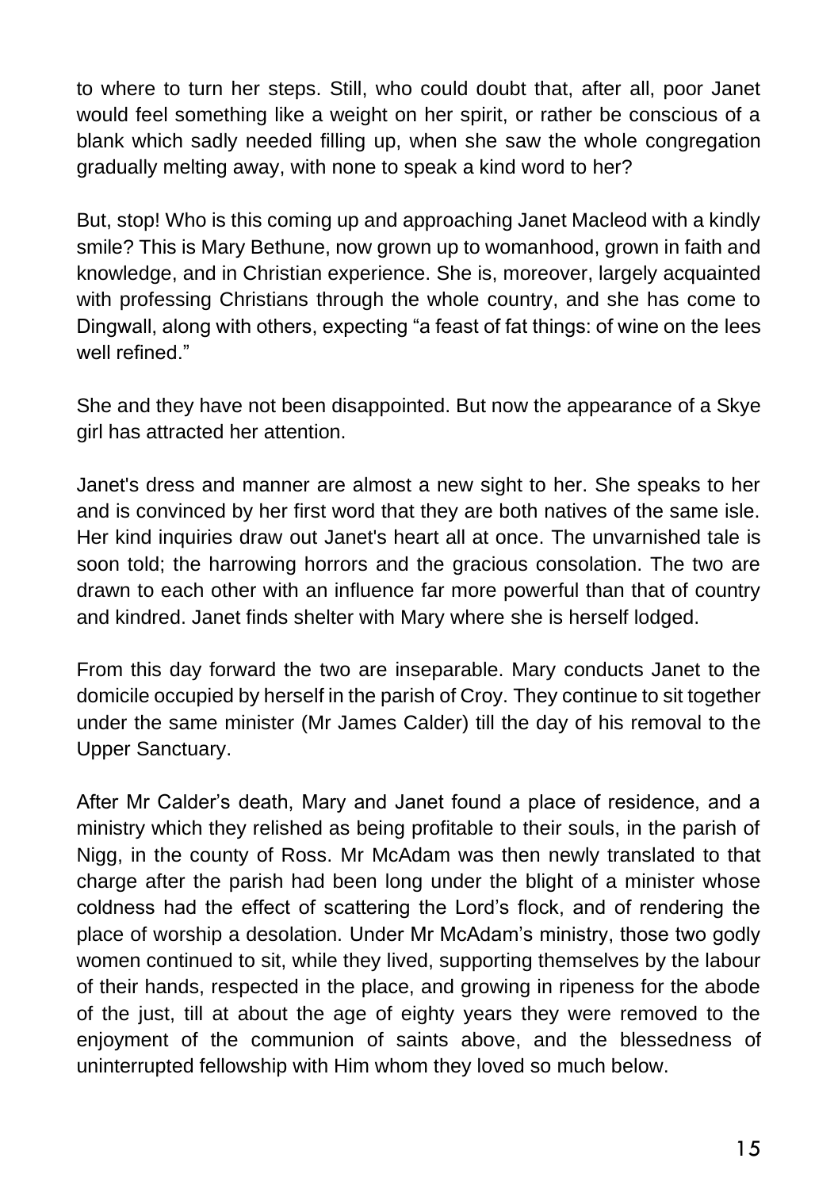to where to turn her steps. Still, who could doubt that, after all, poor Janet would feel something like a weight on her spirit, or rather be conscious of a blank which sadly needed filling up, when she saw the whole congregation gradually melting away, with none to speak a kind word to her?

But, stop! Who is this coming up and approaching Janet Macleod with a kindly smile? This is Mary Bethune, now grown up to womanhood, grown in faith and knowledge, and in Christian experience. She is, moreover, largely acquainted with professing Christians through the whole country, and she has come to Dingwall, along with others, expecting “a feast of fat things: of wine on the lees well refined.”

She and they have not been disappointed. But now the appearance of a Skye girl has attracted her attention.

Janet's dress and manner are almost a new sight to her. She speaks to her and is convinced by her first word that they are both natives of the same isle. Her kind inquiries draw out Janet's heart all at once. The unvarnished tale is soon told; the harrowing horrors and the gracious consolation. The two are drawn to each other with an influence far more powerful than that of country and kindred. Janet finds shelter with Mary where she is herself lodged.

From this day forward the two are inseparable. Mary conducts Janet to the domicile occupied by herself in the parish of Croy. They continue to sit together under the same minister (Mr James Calder) till the day of his removal to the Upper Sanctuary.

After Mr Calder’s death, Mary and Janet found a place of residence, and a ministry which they relished as being profitable to their souls, in the parish of Nigg, in the county of Ross. Mr McAdam was then newly translated to that charge after the parish had been long under the blight of a minister whose coldness had the effect of scattering the Lord’s flock, and of rendering the place of worship a desolation. Under Mr McAdam’s ministry, those two godly women continued to sit, while they lived, supporting themselves by the labour of their hands, respected in the place, and growing in ripeness for the abode of the just, till at about the age of eighty years they were removed to the enjoyment of the communion of saints above, and the blessedness of uninterrupted fellowship with Him whom they loved so much below.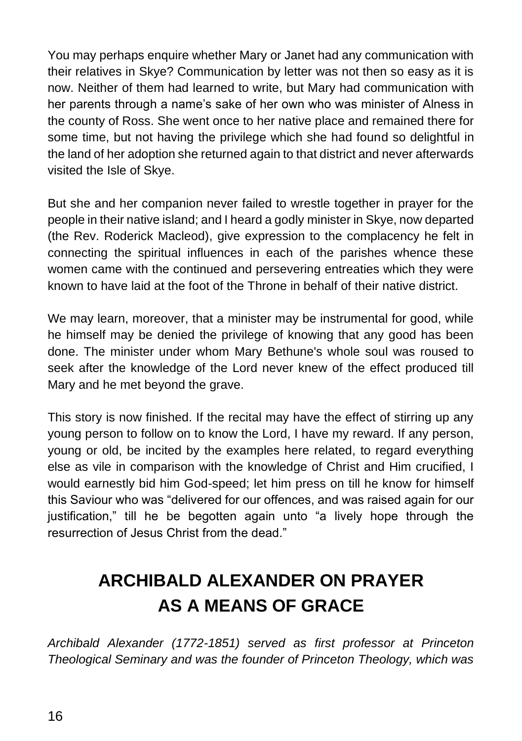You may perhaps enquire whether Mary or Janet had any communication with their relatives in Skye? Communication by letter was not then so easy as it is now. Neither of them had learned to write, but Mary had communication with her parents through a name's sake of her own who was minister of Alness in the county of Ross. She went once to her native place and remained there for some time, but not having the privilege which she had found so delightful in the land of her adoption she returned again to that district and never afterwards visited the Isle of Skye.

But she and her companion never failed to wrestle together in prayer for the people in their native island; and I heard a godly minister in Skye, now departed (the Rev. Roderick Macleod), give expression to the complacency he felt in connecting the spiritual influences in each of the parishes whence these women came with the continued and persevering entreaties which they were known to have laid at the foot of the Throne in behalf of their native district.

We may learn, moreover, that a minister may be instrumental for good, while he himself may be denied the privilege of knowing that any good has been done. The minister under whom Mary Bethune's whole soul was roused to seek after the knowledge of the Lord never knew of the effect produced till Mary and he met beyond the grave.

This story is now finished. If the recital may have the effect of stirring up any young person to follow on to know the Lord, I have my reward. If any person, young or old, be incited by the examples here related, to regard everything else as vile in comparison with the knowledge of Christ and Him crucified, I would earnestly bid him God-speed; let him press on till he know for himself this Saviour who was "delivered for our offences, and was raised again for our justification," till he be begotten again unto "a lively hope through the resurrection of Jesus Christ from the dead."

## ARCHIBALD ALEXANDER ON PRAYER AS A MEANS OF GRACE

*Archibald Alexander (1772-1851) served as first professor at Princeton Theological Seminary and was the founder of Princeton Theology, which was*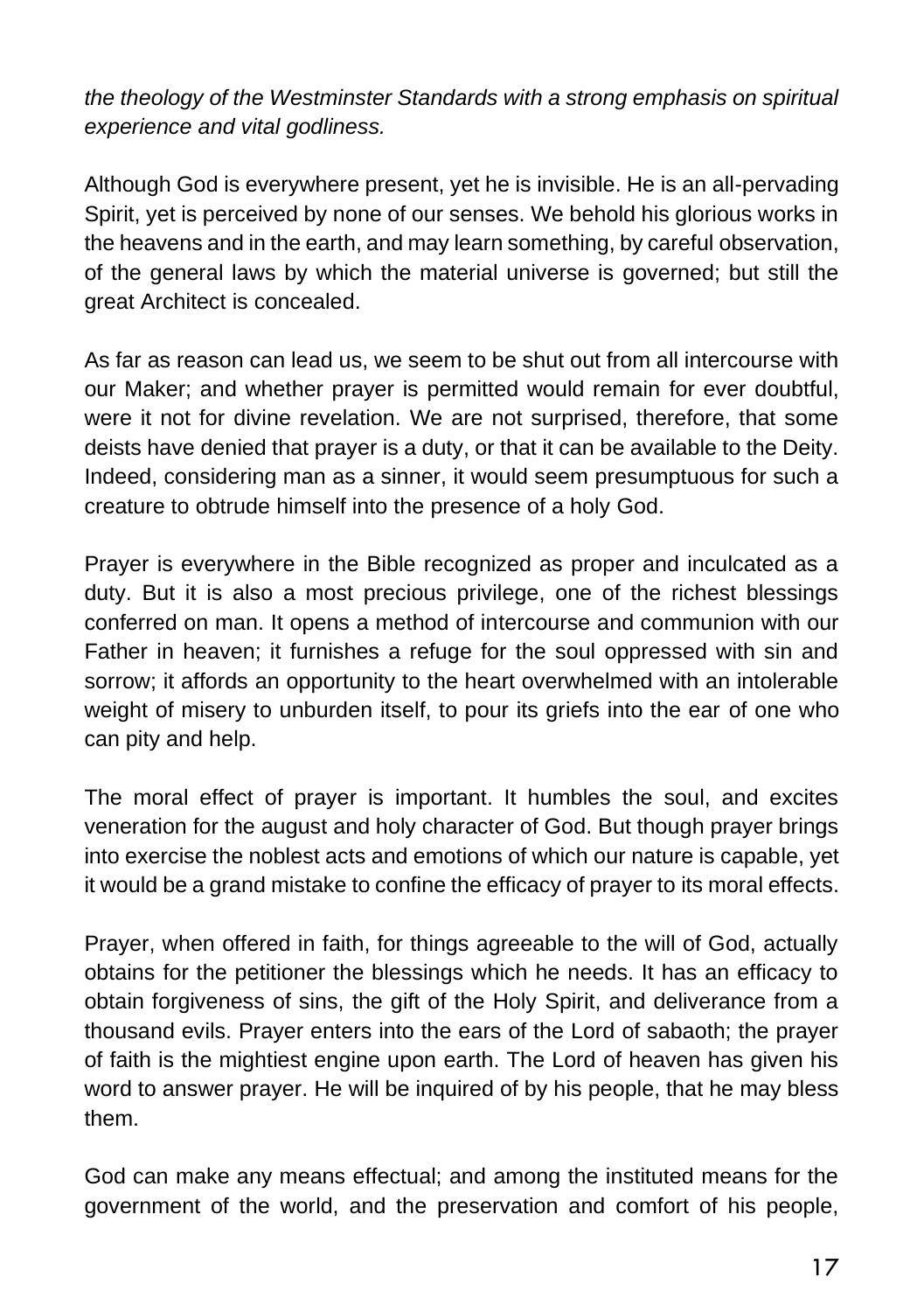*the theology of the Westminster Standards with a strong emphasis on spiritual experience and vital godliness.*

Although God is everywhere present, yet he is invisible. He is an all-pervading Spirit, yet is perceived by none of our senses. We behold his glorious works in the heavens and in the earth, and may learn something, by careful observation, of the general laws by which the material universe is governed; but still the great Architect is concealed.

As far as reason can lead us, we seem to be shut out from all intercourse with our Maker; and whether prayer is permitted would remain for ever doubtful, were it not for divine revelation. We are not surprised, therefore, that some deists have denied that prayer is a duty, or that it can be available to the Deity. Indeed, considering man as a sinner, it would seem presumptuous for such a creature to obtrude himself into the presence of a holy God.

Prayer is everywhere in the Bible recognized as proper and inculcated as a duty. But it is also a most precious privilege, one of the richest blessings conferred on man. It opens a method of intercourse and communion with our Father in heaven; it furnishes a refuge for the soul oppressed with sin and sorrow; it affords an opportunity to the heart overwhelmed with an intolerable weight of misery to unburden itself, to pour its griefs into the ear of one who can pity and help.

The moral effect of prayer is important. It humbles the soul, and excites veneration for the august and holy character of God. But though prayer brings into exercise the noblest acts and emotions of which our nature is capable, yet it would be a grand mistake to confine the efficacy of prayer to its moral effects.

Prayer, when offered in faith, for things agreeable to the will of God, actually obtains for the petitioner the blessings which he needs. It has an efficacy to obtain forgiveness of sins, the gift of the Holy Spirit, and deliverance from a thousand evils. Prayer enters into the ears of the Lord of sabaoth; the prayer of faith is the mightiest engine upon earth. The Lord of heaven has given his word to answer prayer. He will be inquired of by his people, that he may bless them.

God can make any means effectual; and among the instituted means for the government of the world, and the preservation and comfort of his people,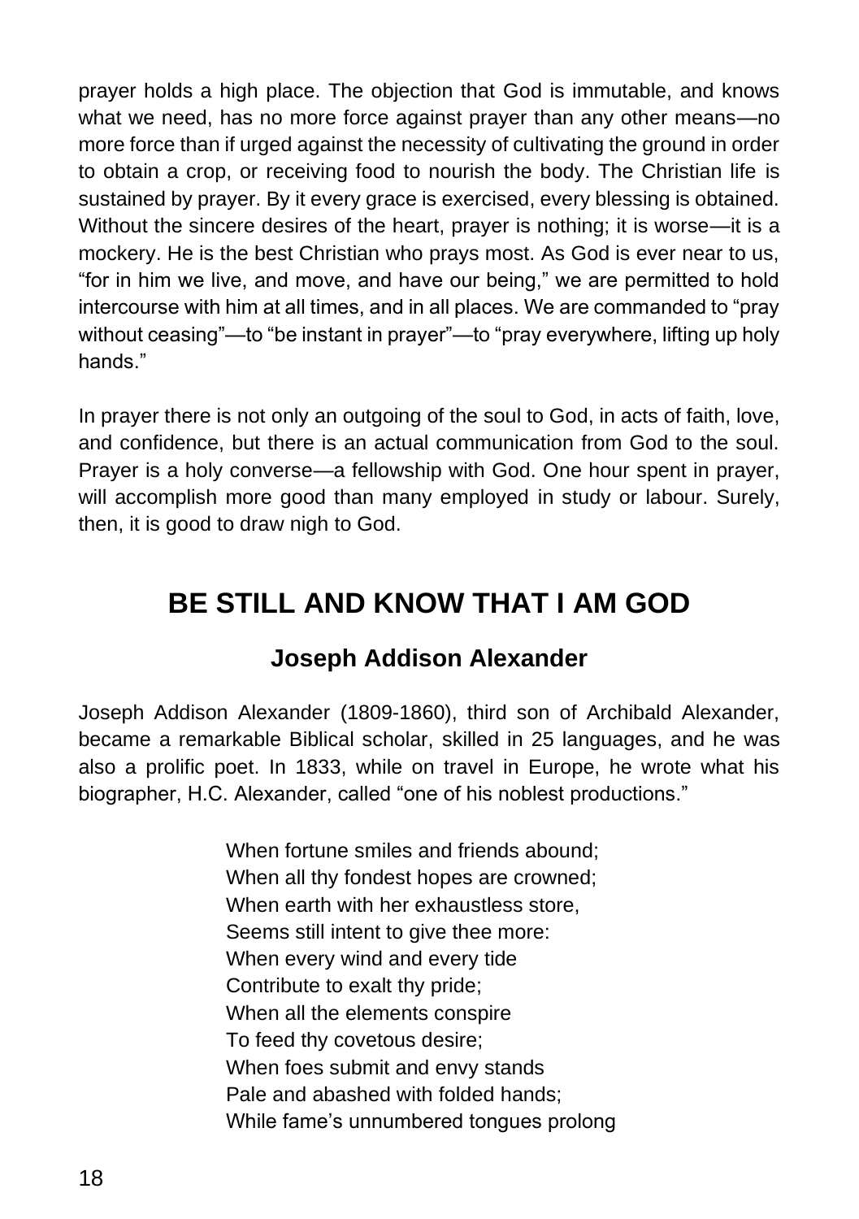prayer holds a high place. The objection that God is immutable, and knows what we need, has no more force against prayer than any other means—no more force than if urged against the necessity of cultivating the ground in order to obtain a crop, or receiving food to nourish the body. The Christian life is sustained by prayer. By it every grace is exercised, every blessing is obtained. Without the sincere desires of the heart, prayer is nothing; it is worse—it is a mockery. He is the best Christian who prays most. As God is ever near to us, "for in him we live, and move, and have our being," we are permitted to hold intercourse with him at all times, and in all places. We are commanded to "pray without ceasing"—to "be instant in prayer"—to "pray everywhere, lifting up holy hands."

In prayer there is not only an outgoing of the soul to God, in acts of faith, love, and confidence, but there is an actual communication from God to the soul. Prayer is a holy converse—a fellowship with God. One hour spent in prayer, will accomplish more good than many employed in study or labour. Surely, then, it is good to draw nigh to God.

## BE STILL AND KNOW THAT I AM GOD

### Joseph Addison Alexander

Joseph Addison Alexander (1809-1860), third son of Archibald Alexander, became a remarkable Biblical scholar, skilled in 25 languages, and he was also a prolific poet. In 1833, while on travel in Europe, he wrote what his biographer, H.C. Alexander, called "one of his noblest productions."

When fortune smiles and friends abound;  
When all thy fondest hopes are crowned;  
When earth with her exhaustless store,  
Seems still intent to give thee more:  
When every wind and every tide  
Contribute to exalt thy pride;  
When all the elements conspire  
To feed thy covetous desire;  
When foes submit and envy stands  
Pale and abashed with folded hands;  
While fame's unnumbered tongues prolong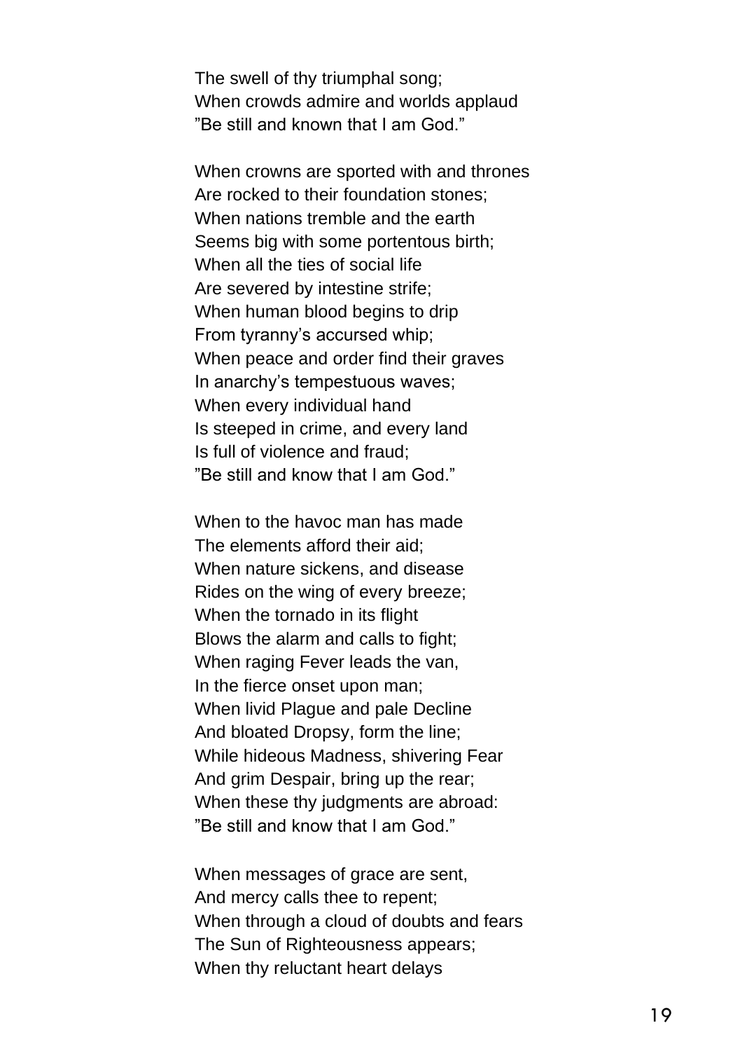The swell of thy triumphal song;  
When crowds admire and worlds applaud  
"Be still and known that I am God."

When crowns are sported with and thrones  
Are rocked to their foundation stones;  
When nations tremble and the earth  
Seems big with some portentous birth;  
When all the ties of social life  
Are severed by intestine strife;  
When human blood begins to drip  
From tyranny's accursed whip;  
When peace and order find their graves  
In anarchy's tempestuous waves;  
When every individual hand  
Is steeped in crime, and every land  
Is full of violence and fraud;  
"Be still and know that I am God."

When to the havoc man has made  
The elements afford their aid;  
When nature sickens, and disease  
Rides on the wing of every breeze;  
When the tornado in its flight  
Blows the alarm and calls to fight;  
When raging Fever leads the van,  
In the fierce onset upon man;  
When livid Plague and pale Decline  
And bloated Dropsy, form the line;  
While hideous Madness, shivering Fear  
And grim Despair, bring up the rear;  
When these thy judgments are abroad:  
"Be still and know that I am God."

When messages of grace are sent,  
And mercy calls thee to repent;  
When through a cloud of doubts and fears  
The Sun of Righteousness appears;  
When thy reluctant heart delays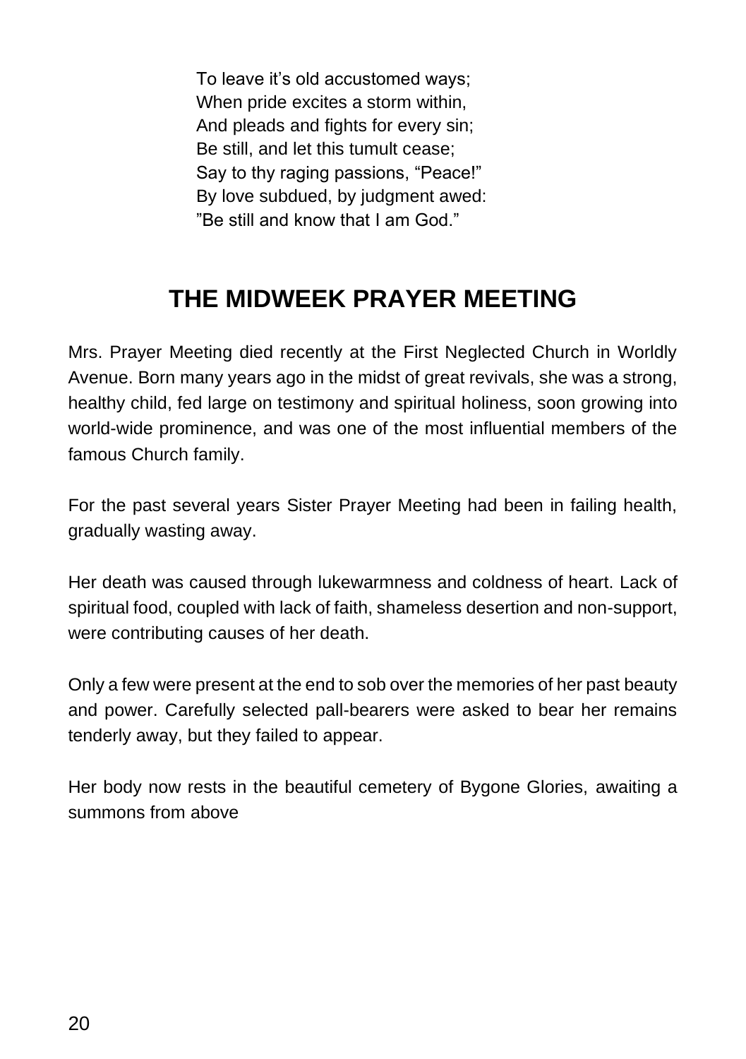To leave it's old accustomed ways;
When pride excites a storm within,
And pleads and fights for every sin;
Be still, and let this tumult cease;
Say to thy raging passions, "Peace!"
By love subdued, by judgment awed:
"Be still and know that I am God."

## THE MIDWEEK PRAYER MEETING

Mrs. Prayer Meeting died recently at the First Neglected Church in Worldly Avenue. Born many years ago in the midst of great revivals, she was a strong, healthy child, fed large on testimony and spiritual holiness, soon growing into world-wide prominence, and was one of the most influential members of the famous Church family.

For the past several years Sister Prayer Meeting had been in failing health, gradually wasting away.

Her death was caused through lukewarmness and coldness of heart. Lack of spiritual food, coupled with lack of faith, shameless desertion and non-support, were contributing causes of her death.

Only a few were present at the end to sob over the memories of her past beauty and power. Carefully selected pall-bearers were asked to bear her remains tenderly away, but they failed to appear.

Her body now rests in the beautiful cemetery of Bygone Glories, awaiting a summons from above